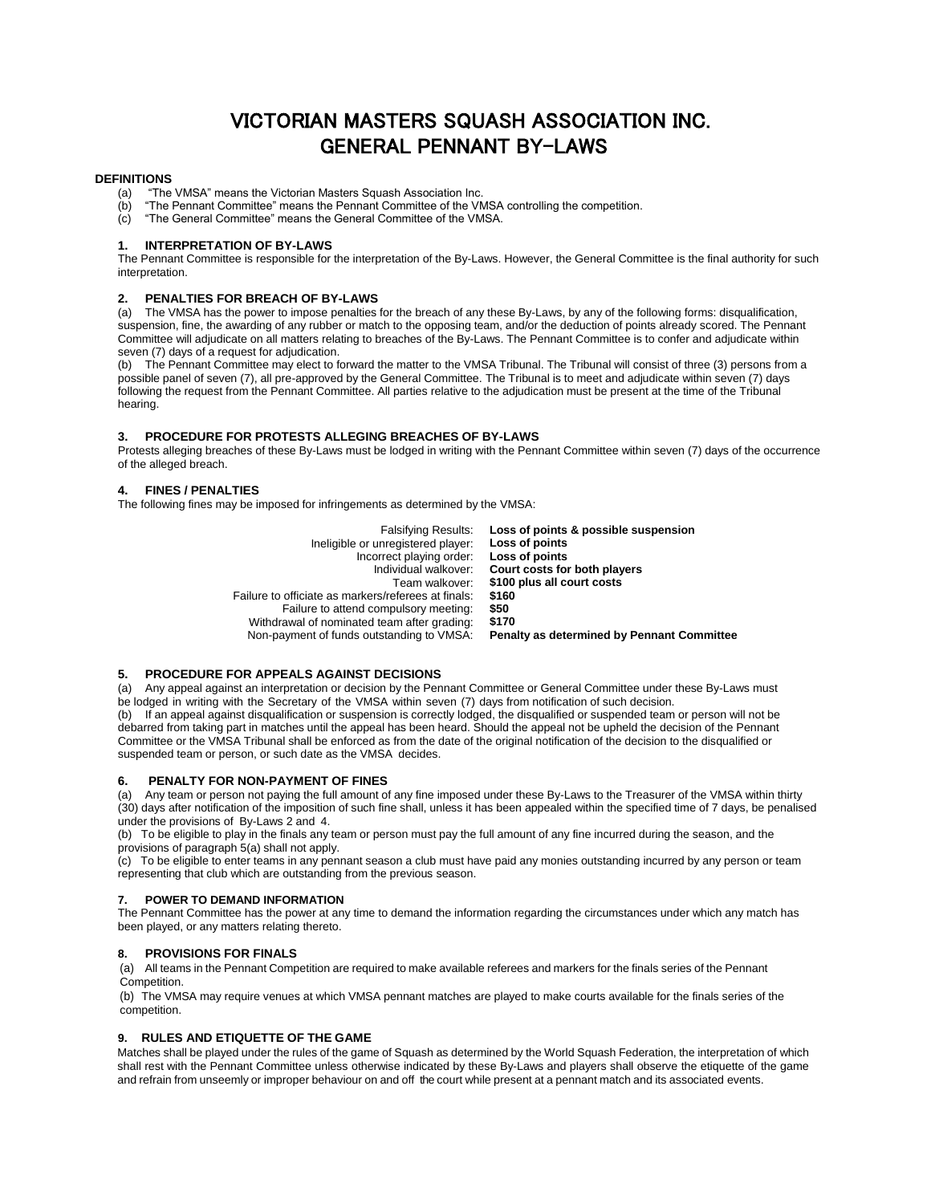# VICTORIAN MASTERS SQUASH ASSOCIATION INC.
# GENERAL PENNANT BY-LAWS

**DEFINITIONS**

(a) "The VMSA" means the Victorian Masters Squash Association Inc.
(b) "The Pennant Committee" means the Pennant Committee of the VMSA controlling the competition.
(c) "The General Committee" means the General Committee of the VMSA.

### 1. INTERPRETATION OF BY-LAWS

The Pennant Committee is responsible for the interpretation of the By-Laws. However, the General Committee is the final authority for such interpretation.

### 2. PENALTIES FOR BREACH OF BY-LAWS

(a) The VMSA has the power to impose penalties for the breach of any these By-Laws, by any of the following forms: disqualification, suspension, fine, the awarding of any rubber or match to the opposing team, and/or the deduction of points already scored. The Pennant Committee will adjudicate on all matters relating to breaches of the By-Laws. The Pennant Committee is to confer and adjudicate within seven (7) days of a request for adjudication.

(b) The Pennant Committee may elect to forward the matter to the VMSA Tribunal. The Tribunal will consist of three (3) persons from a possible panel of seven (7), all pre-approved by the General Committee. The Tribunal is to meet and adjudicate within seven (7) days following the request from the Pennant Committee. All parties relative to the adjudication must be present at the time of the Tribunal hearing.

### 3. PROCEDURE FOR PROTESTS ALLEGING BREACHES OF BY-LAWS

Protests alleging breaches of these By-Laws must be lodged in writing with the Pennant Committee within seven (7) days of the occurrence of the alleged breach.

### 4. FINES / PENALTIES

The following fines may be imposed for infringements as determined by the VMSA:

| | |
|---|---|
| Falsifying Results: | **Loss of points & possible suspension** |
| Ineligible or unregistered player: | **Loss of points** |
| Incorrect playing order: | **Loss of points** |
| Individual walkover: | **Court costs for both players** |
| Team walkover: | **$100 plus all court costs** |
| Failure to officiate as markers/referees at finals: | **$160** |
| Failure to attend compulsory meeting: | **$50** |
| Withdrawal of nominated team after grading: | **$170** |
| Non-payment of funds outstanding to VMSA: | **Penalty as determined by Pennant Committee** |

### 5. PROCEDURE FOR APPEALS AGAINST DECISIONS

(a) Any appeal against an interpretation or decision by the Pennant Committee or General Committee under these By-Laws must be lodged in writing with the Secretary of the VMSA within seven (7) days from notification of such decision.

(b) If an appeal against disqualification or suspension is correctly lodged, the disqualified or suspended team or person will not be debarred from taking part in matches until the appeal has been heard. Should the appeal not be upheld the decision of the Pennant Committee or the VMSA Tribunal shall be enforced as from the date of the original notification of the decision to the disqualified or suspended team or person, or such date as the VMSA decides.

### 6. PENALTY FOR NON-PAYMENT OF FINES

(a) Any team or person not paying the full amount of any fine imposed under these By-Laws to the Treasurer of the VMSA within thirty (30) days after notification of the imposition of such fine shall, unless it has been appealed within the specified time of 7 days, be penalised under the provisions of By-Laws 2 and 4.

(b) To be eligible to play in the finals any team or person must pay the full amount of any fine incurred during the season, and the provisions of paragraph 5(a) shall not apply.

(c) To be eligible to enter teams in any pennant season a club must have paid any monies outstanding incurred by any person or team representing that club which are outstanding from the previous season.

### 7. POWER TO DEMAND INFORMATION

The Pennant Committee has the power at any time to demand the information regarding the circumstances under which any match has been played, or any matters relating thereto.

### 8. PROVISIONS FOR FINALS

(a) All teams in the Pennant Competition are required to make available referees and markers for the finals series of the Pennant Competition.

(b) The VMSA may require venues at which VMSA pennant matches are played to make courts available for the finals series of the competition.

### 9. RULES AND ETIQUETTE OF THE GAME

Matches shall be played under the rules of the game of Squash as determined by the World Squash Federation, the interpretation of which shall rest with the Pennant Committee unless otherwise indicated by these By-Laws and players shall observe the etiquette of the game and refrain from unseemly or improper behaviour on and off the court while present at a pennant match and its associated events.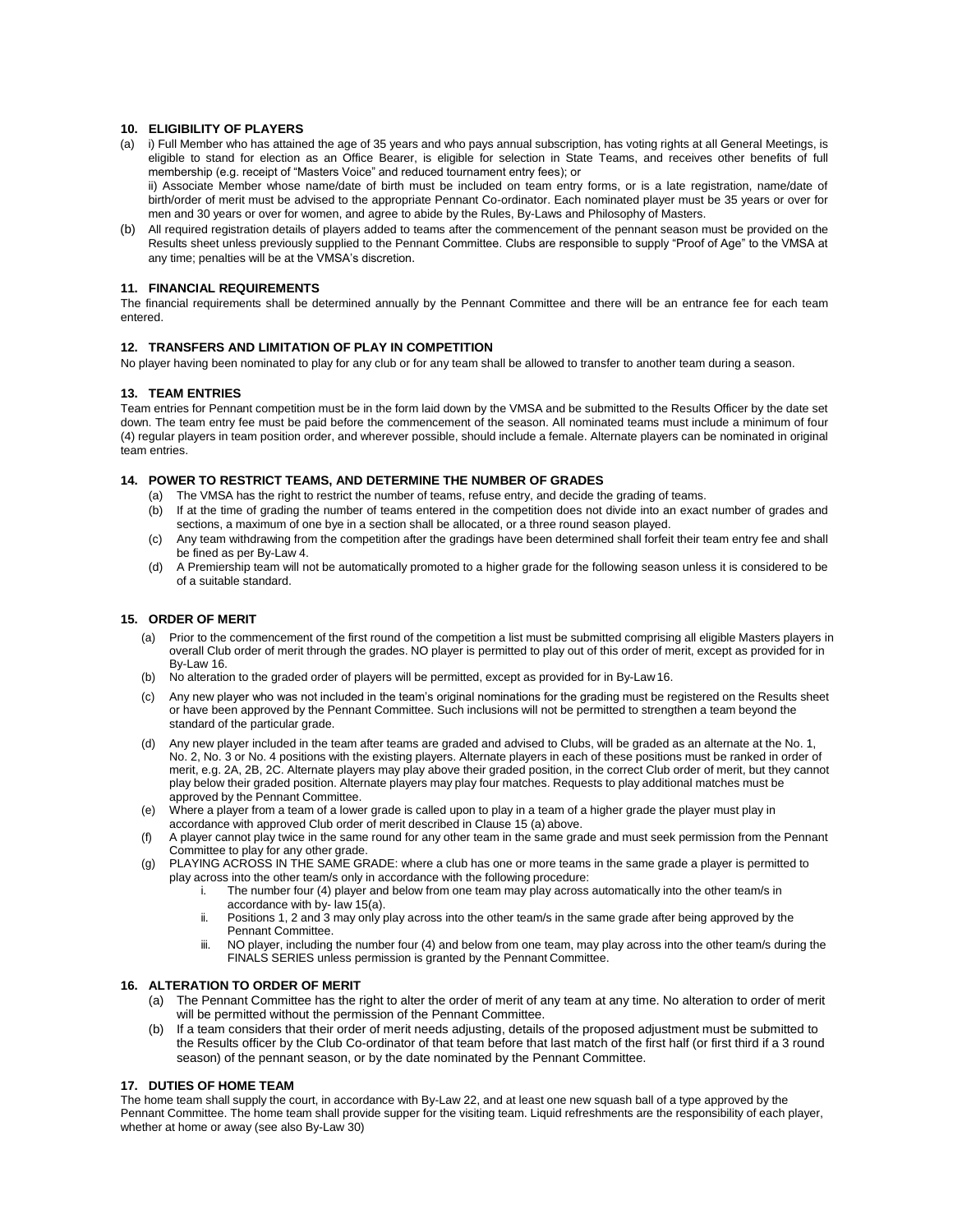### 10. ELIGIBILITY OF PLAYERS

(a) i) Full Member who has attained the age of 35 years and who pays annual subscription, has voting rights at all General Meetings, is eligible to stand for election as an Office Bearer, is eligible for selection in State Teams, and receives other benefits of full membership (e.g. receipt of "Masters Voice" and reduced tournament entry fees); or

ii) Associate Member whose name/date of birth must be included on team entry forms, or is a late registration, name/date of birth/order of merit must be advised to the appropriate Pennant Co-ordinator. Each nominated player must be 35 years or over for men and 30 years or over for women, and agree to abide by the Rules, By-Laws and Philosophy of Masters.

(b) All required registration details of players added to teams after the commencement of the pennant season must be provided on the Results sheet unless previously supplied to the Pennant Committee. Clubs are responsible to supply "Proof of Age" to the VMSA at any time; penalties will be at the VMSA's discretion.

### 11. FINANCIAL REQUIREMENTS

The financial requirements shall be determined annually by the Pennant Committee and there will be an entrance fee for each team entered.

### 12. TRANSFERS AND LIMITATION OF PLAY IN COMPETITION

No player having been nominated to play for any club or for any team shall be allowed to transfer to another team during a season.

### 13. TEAM ENTRIES

Team entries for Pennant competition must be in the form laid down by the VMSA and be submitted to the Results Officer by the date set down. The team entry fee must be paid before the commencement of the season. All nominated teams must include a minimum of four (4) regular players in team position order, and wherever possible, should include a female. Alternate players can be nominated in original team entries.

### 14. POWER TO RESTRICT TEAMS, AND DETERMINE THE NUMBER OF GRADES

(a) The VMSA has the right to restrict the number of teams, refuse entry, and decide the grading of teams.

(b) If at the time of grading the number of teams entered in the competition does not divide into an exact number of grades and sections, a maximum of one bye in a section shall be allocated, or a three round season played.

(c) Any team withdrawing from the competition after the gradings have been determined shall forfeit their team entry fee and shall be fined as per By-Law 4.

(d) A Premiership team will not be automatically promoted to a higher grade for the following season unless it is considered to be of a suitable standard.

### 15. ORDER OF MERIT

(a) Prior to the commencement of the first round of the competition a list must be submitted comprising all eligible Masters players in overall Club order of merit through the grades. NO player is permitted to play out of this order of merit, except as provided for in By-Law 16.

(b) No alteration to the graded order of players will be permitted, except as provided for in By-Law 16.

(c) Any new player who was not included in the team's original nominations for the grading must be registered on the Results sheet or have been approved by the Pennant Committee. Such inclusions will not be permitted to strengthen a team beyond the standard of the particular grade.

(d) Any new player included in the team after teams are graded and advised to Clubs, will be graded as an alternate at the No. 1, No. 2, No. 3 or No. 4 positions with the existing players. Alternate players in each of these positions must be ranked in order of merit, e.g. 2A, 2B, 2C. Alternate players may play above their graded position, in the correct Club order of merit, but they cannot play below their graded position. Alternate players may play four matches. Requests to play additional matches must be approved by the Pennant Committee.

(e) Where a player from a team of a lower grade is called upon to play in a team of a higher grade the player must play in accordance with approved Club order of merit described in Clause 15 (a) above.

(f) A player cannot play twice in the same round for any other team in the same grade and must seek permission from the Pennant Committee to play for any other grade.

(g) PLAYING ACROSS IN THE SAME GRADE: where a club has one or more teams in the same grade a player is permitted to play across into the other team/s only in accordance with the following procedure:

   i. The number four (4) player and below from one team may play across automatically into the other team/s in accordance with by- law 15(a).
   
   ii. Positions 1, 2 and 3 may only play across into the other team/s in the same grade after being approved by the Pennant Committee.
   
   iii. NO player, including the number four (4) and below from one team, may play across into the other team/s during the FINALS SERIES unless permission is granted by the Pennant Committee.

### 16. ALTERATION TO ORDER OF MERIT

(a) The Pennant Committee has the right to alter the order of merit of any team at any time. No alteration to order of merit will be permitted without the permission of the Pennant Committee.

(b) If a team considers that their order of merit needs adjusting, details of the proposed adjustment must be submitted to the Results officer by the Club Co-ordinator of that team before that last match of the first half (or first third if a 3 round season) of the pennant season, or by the date nominated by the Pennant Committee.

### 17. DUTIES OF HOME TEAM

The home team shall supply the court, in accordance with By-Law 22, and at least one new squash ball of a type approved by the Pennant Committee. The home team shall provide supper for the visiting team. Liquid refreshments are the responsibility of each player, whether at home or away (see also By-Law 30)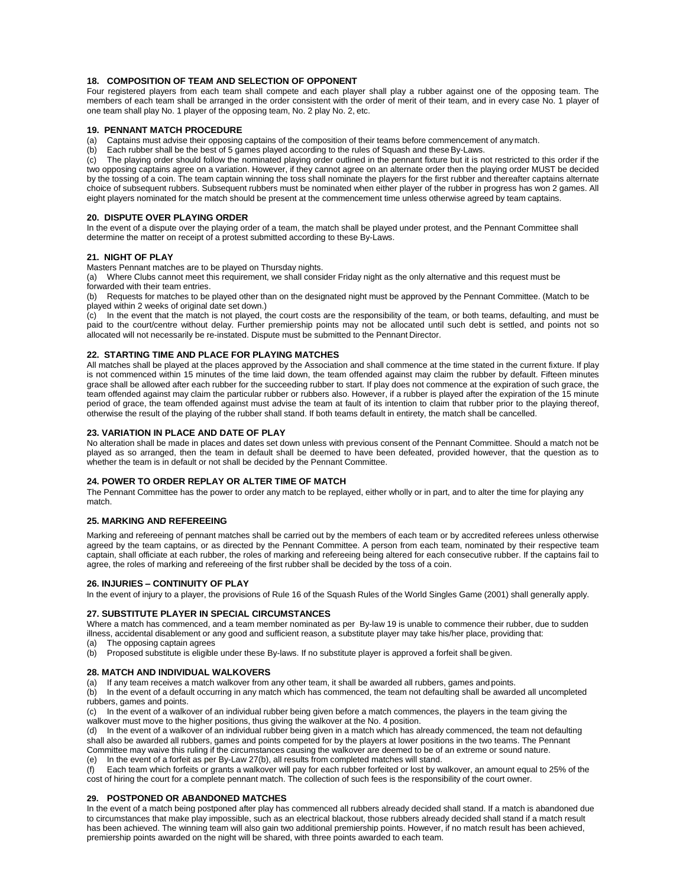### 18. COMPOSITION OF TEAM AND SELECTION OF OPPONENT

Four registered players from each team shall compete and each player shall play a rubber against one of the opposing team. The members of each team shall be arranged in the order consistent with the order of merit of their team, and in every case No. 1 player of one team shall play No. 1 player of the opposing team, No. 2 play No. 2, etc.

### 19. PENNANT MATCH PROCEDURE

(a) Captains must advise their opposing captains of the composition of their teams before commencement of any match.

(b) Each rubber shall be the best of 5 games played according to the rules of Squash and these By-Laws.

(c) The playing order should follow the nominated playing order outlined in the pennant fixture but it is not restricted to this order if the two opposing captains agree on a variation. However, if they cannot agree on an alternate order then the playing order MUST be decided by the tossing of a coin. The team captain winning the toss shall nominate the players for the first rubber and thereafter captains alternate choice of subsequent rubbers. Subsequent rubbers must be nominated when either player of the rubber in progress has won 2 games. All eight players nominated for the match should be present at the commencement time unless otherwise agreed by team captains.

### 20. DISPUTE OVER PLAYING ORDER

In the event of a dispute over the playing order of a team, the match shall be played under protest, and the Pennant Committee shall determine the matter on receipt of a protest submitted according to these By-Laws.

### 21. NIGHT OF PLAY

Masters Pennant matches are to be played on Thursday nights.

(a) Where Clubs cannot meet this requirement, we shall consider Friday night as the only alternative and this request must be forwarded with their team entries.

(b) Requests for matches to be played other than on the designated night must be approved by the Pennant Committee. (Match to be played within 2 weeks of original date set down.)

(c) In the event that the match is not played, the court costs are the responsibility of the team, or both teams, defaulting, and must be paid to the court/centre without delay. Further premiership points may not be allocated until such debt is settled, and points not so allocated will not necessarily be re-instated. Dispute must be submitted to the Pennant Director.

### 22. STARTING TIME AND PLACE FOR PLAYING MATCHES

All matches shall be played at the places approved by the Association and shall commence at the time stated in the current fixture. If play is not commenced within 15 minutes of the time laid down, the team offended against may claim the rubber by default. Fifteen minutes grace shall be allowed after each rubber for the succeeding rubber to start. If play does not commence at the expiration of such grace, the team offended against may claim the particular rubber or rubbers also. However, if a rubber is played after the expiration of the 15 minute period of grace, the team offended against must advise the team at fault of its intention to claim that rubber prior to the playing thereof, otherwise the result of the playing of the rubber shall stand. If both teams default in entirety, the match shall be cancelled.

### 23. VARIATION IN PLACE AND DATE OF PLAY

No alteration shall be made in places and dates set down unless with previous consent of the Pennant Committee. Should a match not be played as so arranged, then the team in default shall be deemed to have been defeated, provided however, that the question as to whether the team is in default or not shall be decided by the Pennant Committee.

### 24. POWER TO ORDER REPLAY OR ALTER TIME OF MATCH

The Pennant Committee has the power to order any match to be replayed, either wholly or in part, and to alter the time for playing any match.

### 25. MARKING AND REFEREEING

Marking and refereeing of pennant matches shall be carried out by the members of each team or by accredited referees unless otherwise agreed by the team captains, or as directed by the Pennant Committee. A person from each team, nominated by their respective team captain, shall officiate at each rubber, the roles of marking and refereeing being altered for each consecutive rubber. If the captains fail to agree, the roles of marking and refereeing of the first rubber shall be decided by the toss of a coin.

### 26. INJURIES – CONTINUITY OF PLAY

In the event of injury to a player, the provisions of Rule 16 of the Squash Rules of the World Singles Game (2001) shall generally apply.

### 27. SUBSTITUTE PLAYER IN SPECIAL CIRCUMSTANCES

Where a match has commenced, and a team member nominated as per By-law 19 is unable to commence their rubber, due to sudden illness, accidental disablement or any good and sufficient reason, a substitute player may take his/her place, providing that:

(a) The opposing captain agrees

(b) Proposed substitute is eligible under these By-laws. If no substitute player is approved a forfeit shall be given.

### 28. MATCH AND INDIVIDUAL WALKOVERS

(a) If any team receives a match walkover from any other team, it shall be awarded all rubbers, games and points.

(b) In the event of a default occurring in any match which has commenced, the team not defaulting shall be awarded all uncompleted rubbers, games and points.

(c) In the event of a walkover of an individual rubber being given before a match commences, the players in the team giving the walkover must move to the higher positions, thus giving the walkover at the No. 4 position.

(d) In the event of a walkover of an individual rubber being given in a match which has already commenced, the team not defaulting shall also be awarded all rubbers, games and points competed for by the players at lower positions in the two teams. The Pennant Committee may waive this ruling if the circumstances causing the walkover are deemed to be of an extreme or sound nature.

(e) In the event of a forfeit as per By-Law 27(b), all results from completed matches will stand.

(f) Each team which forfeits or grants a walkover will pay for each rubber forfeited or lost by walkover, an amount equal to 25% of the cost of hiring the court for a complete pennant match. The collection of such fees is the responsibility of the court owner.

### 29. POSTPONED OR ABANDONED MATCHES

In the event of a match being postponed after play has commenced all rubbers already decided shall stand. If a match is abandoned due to circumstances that make play impossible, such as an electrical blackout, those rubbers already decided shall stand if a match result has been achieved. The winning team will also gain two additional premiership points. However, if no match result has been achieved, premiership points awarded on the night will be shared, with three points awarded to each team.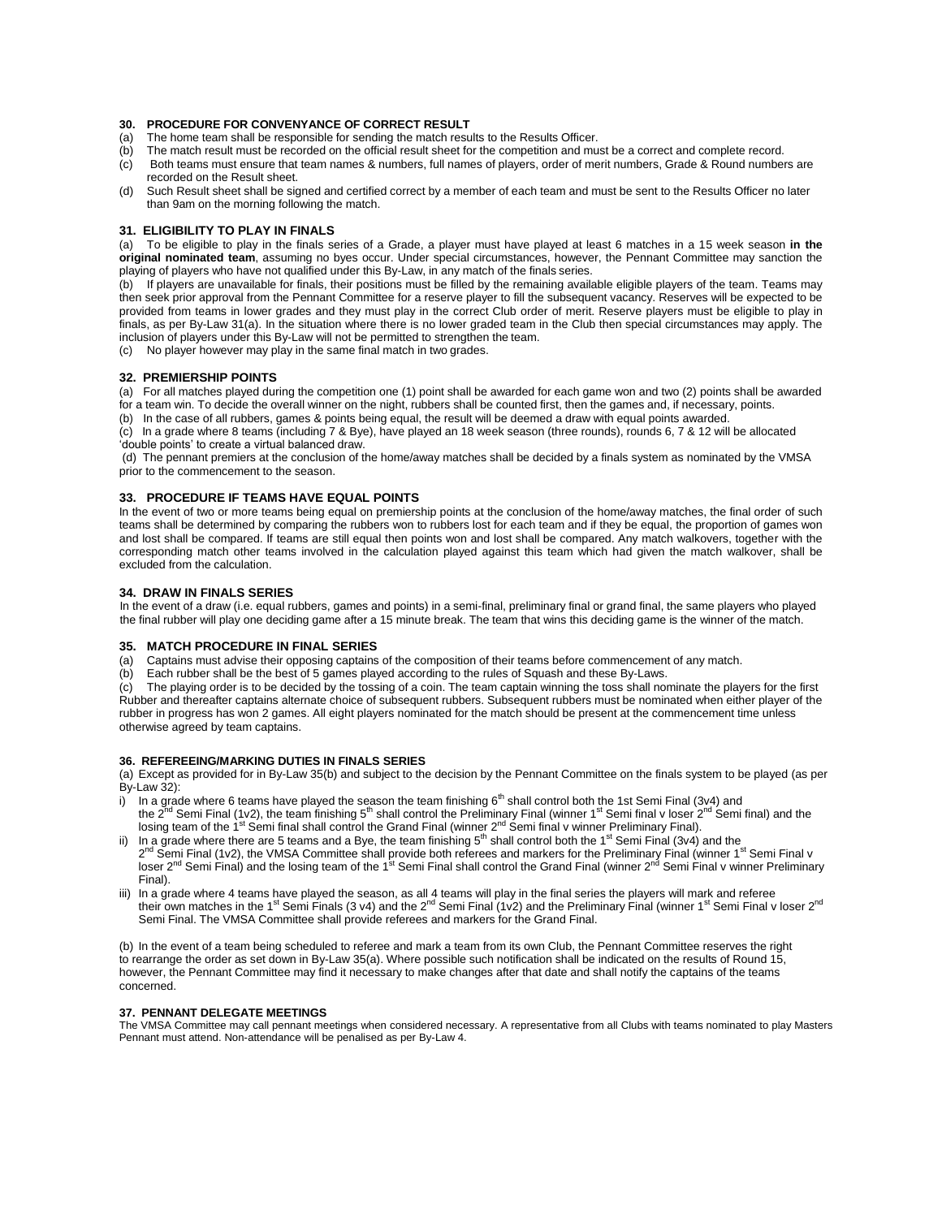### 30. PROCEDURE FOR CONVENYANCE OF CORRECT RESULT

(a) The home team shall be responsible for sending the match results to the Results Officer.

(b) The match result must be recorded on the official result sheet for the competition and must be a correct and complete record.

(c) Both teams must ensure that team names & numbers, full names of players, order of merit numbers, Grade & Round numbers are recorded on the Result sheet.

(d) Such Result sheet shall be signed and certified correct by a member of each team and must be sent to the Results Officer no later than 9am on the morning following the match.

### 31. ELIGIBILITY TO PLAY IN FINALS

(a) To be eligible to play in the finals series of a Grade, a player must have played at least 6 matches in a 15 week season **in the original nominated team**, assuming no byes occur. Under special circumstances, however, the Pennant Committee may sanction the playing of players who have not qualified under this By-Law, in any match of the finals series.

(b) If players are unavailable for finals, their positions must be filled by the remaining available eligible players of the team. Teams may then seek prior approval from the Pennant Committee for a reserve player to fill the subsequent vacancy. Reserves will be expected to be provided from teams in lower grades and they must play in the correct Club order of merit. Reserve players must be eligible to play in finals, as per By-Law 31(a). In the situation where there is no lower graded team in the Club then special circumstances may apply. The inclusion of players under this By-Law will not be permitted to strengthen the team.

(c) No player however may play in the same final match in two grades.

### 32. PREMIERSHIP POINTS

(a) For all matches played during the competition one (1) point shall be awarded for each game won and two (2) points shall be awarded for a team win. To decide the overall winner on the night, rubbers shall be counted first, then the games and, if necessary, points.

(b) In the case of all rubbers, games & points being equal, the result will be deemed a draw with equal points awarded.

(c) In a grade where 8 teams (including 7 & Bye), have played an 18 week season (three rounds), rounds 6, 7 & 12 will be allocated 'double points' to create a virtual balanced draw.

(d) The pennant premiers at the conclusion of the home/away matches shall be decided by a finals system as nominated by the VMSA prior to the commencement to the season.

### 33. PROCEDURE IF TEAMS HAVE EQUAL POINTS

In the event of two or more teams being equal on premiership points at the conclusion of the home/away matches, the final order of such teams shall be determined by comparing the rubbers won to rubbers lost for each team and if they be equal, the proportion of games won and lost shall be compared. If teams are still equal then points won and lost shall be compared. Any match walkovers, together with the corresponding match other teams involved in the calculation played against this team which had given the match walkover, shall be excluded from the calculation.

### 34. DRAW IN FINALS SERIES

In the event of a draw (i.e. equal rubbers, games and points) in a semi-final, preliminary final or grand final, the same players who played the final rubber will play one deciding game after a 15 minute break. The team that wins this deciding game is the winner of the match.

### 35. MATCH PROCEDURE IN FINAL SERIES

(a) Captains must advise their opposing captains of the composition of their teams before commencement of any match.

(b) Each rubber shall be the best of 5 games played according to the rules of Squash and these By-Laws.

(c) The playing order is to be decided by the tossing of a coin. The team captain winning the toss shall nominate the players for the first Rubber and thereafter captains alternate choice of subsequent rubbers. Subsequent rubbers must be nominated when either player of the rubber in progress has won 2 games. All eight players nominated for the match should be present at the commencement time unless otherwise agreed by team captains.

### 36. REFEREEING/MARKING DUTIES IN FINALS SERIES

(a) Except as provided for in By-Law 35(b) and subject to the decision by the Pennant Committee on the finals system to be played (as per By-Law 32):

i) In a grade where 6 teams have played the season the team finishing 6th shall control both the 1st Semi Final (3v4) and the 2nd Semi Final (1v2), the team finishing 5th shall control the Preliminary Final (winner 1st Semi final v loser 2nd Semi final) and the losing team of the 1st Semi final shall control the Grand Final (winner 2nd Semi final v winner Preliminary Final).

ii) In a grade where there are 5 teams and a Bye, the team finishing 5th shall control both the 1st Semi Final (3v4) and the 2nd Semi Final (1v2), the VMSA Committee shall provide both referees and markers for the Preliminary Final (winner 1st Semi Final v loser 2nd Semi Final) and the losing team of the 1st Semi Final shall control the Grand Final (winner 2nd Semi Final v winner Preliminary Final).

iii) In a grade where 4 teams have played the season, as all 4 teams will play in the final series the players will mark and referee their own matches in the 1st Semi Finals (3 v4) and the 2nd Semi Final (1v2) and the Preliminary Final (winner 1st Semi Final v loser 2nd Semi Final. The VMSA Committee shall provide referees and markers for the Grand Final.

(b) In the event of a team being scheduled to referee and mark a team from its own Club, the Pennant Committee reserves the right to rearrange the order as set down in By-Law 35(a). Where possible such notification shall be indicated on the results of Round 15, however, the Pennant Committee may find it necessary to make changes after that date and shall notify the captains of the teams concerned.

### 37. PENNANT DELEGATE MEETINGS

The VMSA Committee may call pennant meetings when considered necessary. A representative from all Clubs with teams nominated to play Masters Pennant must attend. Non-attendance will be penalised as per By-Law 4.